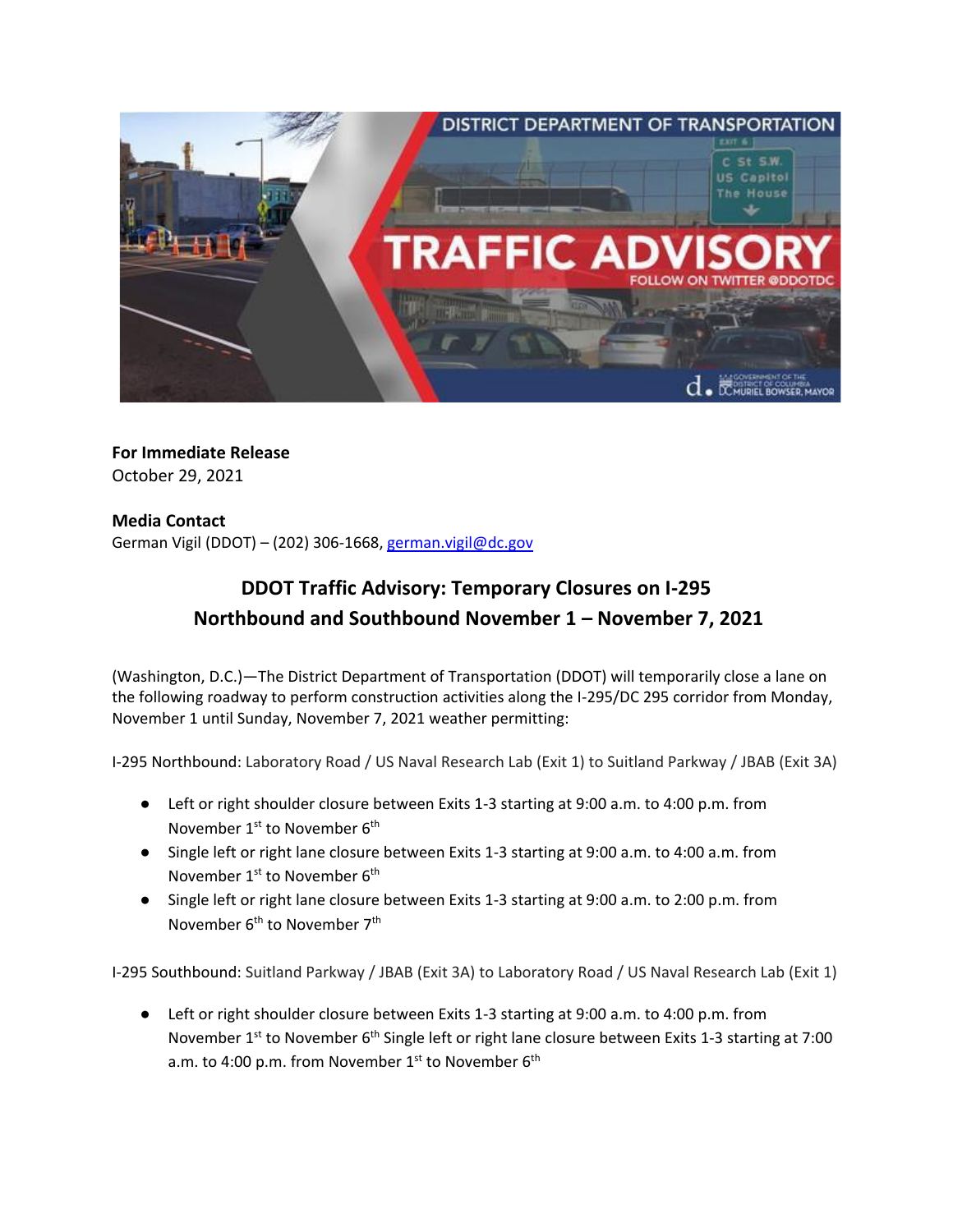**For Immediate Release**
October 29, 2021

**Media Contact**
German Vigil (DDOT) – (202) 306-1668, german.vigil@dc.gov

## DDOT Traffic Advisory: Temporary Closures on I-295 Northbound and Southbound November 1 – November 7, 2021

(Washington, D.C.)—The District Department of Transportation (DDOT) will temporarily close a lane on the following roadway to perform construction activities along the I-295/DC 295 corridor from Monday, November 1 until Sunday, November 7, 2021 weather permitting:

I-295 Northbound: Laboratory Road / US Naval Research Lab (Exit 1) to Suitland Parkway / JBAB (Exit 3A)

- Left or right shoulder closure between Exits 1-3 starting at 9:00 a.m. to 4:00 p.m. from November 1st to November 6th
- Single left or right lane closure between Exits 1-3 starting at 9:00 a.m. to 4:00 a.m. from November 1st to November 6th
- Single left or right lane closure between Exits 1-3 starting at 9:00 a.m. to 2:00 p.m. from November 6th to November 7th

I-295 Southbound: Suitland Parkway / JBAB (Exit 3A) to Laboratory Road / US Naval Research Lab (Exit 1)

- Left or right shoulder closure between Exits 1-3 starting at 9:00 a.m. to 4:00 p.m. from November 1st to November 6th Single left or right lane closure between Exits 1-3 starting at 7:00 a.m. to 4:00 p.m. from November 1st to November 6th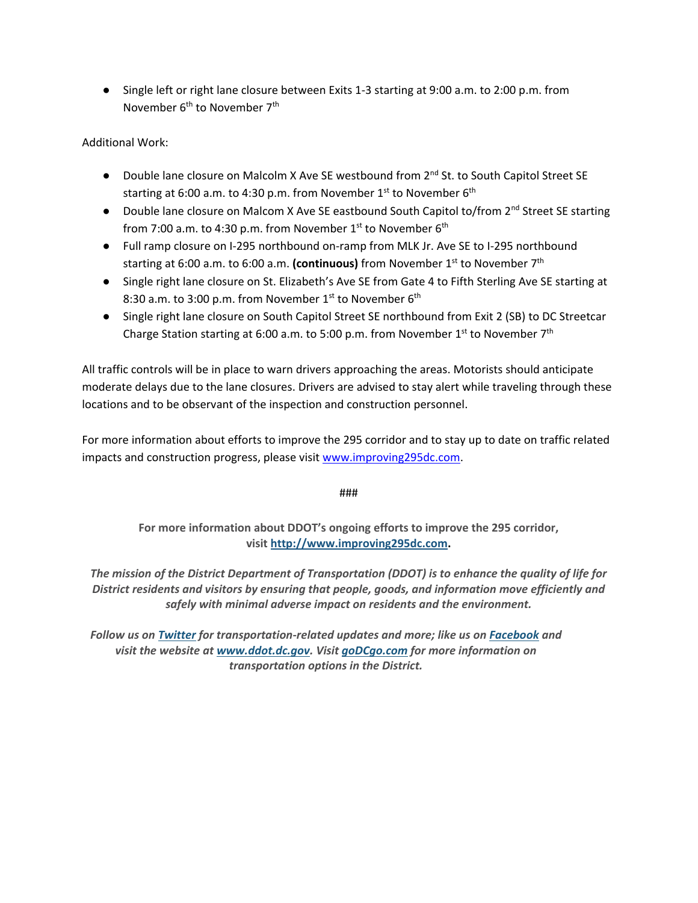- Single left or right lane closure between Exits 1-3 starting at 9:00 a.m. to 2:00 p.m. from November 6th to November 7th

Additional Work:

- Double lane closure on Malcolm X Ave SE westbound from 2nd St. to South Capitol Street SE starting at 6:00 a.m. to 4:30 p.m. from November 1st to November 6th
- Double lane closure on Malcom X Ave SE eastbound South Capitol to/from 2nd Street SE starting from 7:00 a.m. to 4:30 p.m. from November 1st to November 6th
- Full ramp closure on I-295 northbound on-ramp from MLK Jr. Ave SE to I-295 northbound starting at 6:00 a.m. to 6:00 a.m. **(continuous)** from November 1st to November 7th
- Single right lane closure on St. Elizabeth's Ave SE from Gate 4 to Fifth Sterling Ave SE starting at 8:30 a.m. to 3:00 p.m. from November 1st to November 6th
- Single right lane closure on South Capitol Street SE northbound from Exit 2 (SB) to DC Streetcar Charge Station starting at 6:00 a.m. to 5:00 p.m. from November 1st to November 7th

All traffic controls will be in place to warn drivers approaching the areas. Motorists should anticipate moderate delays due to the lane closures. Drivers are advised to stay alert while traveling through these locations and to be observant of the inspection and construction personnel.

For more information about efforts to improve the 295 corridor and to stay up to date on traffic related impacts and construction progress, please visit www.improving295dc.com.

###

**For more information about DDOT's ongoing efforts to improve the 295 corridor, visit http://www.improving295dc.com.**

***The mission of the District Department of Transportation (DDOT) is to enhance the quality of life for District residents and visitors by ensuring that people, goods, and information move efficiently and safely with minimal adverse impact on residents and the environment.***

***Follow us on Twitter for transportation-related updates and more; like us on Facebook and visit the website at www.ddot.dc.gov. Visit goDCgo.com for more information on transportation options in the District.***